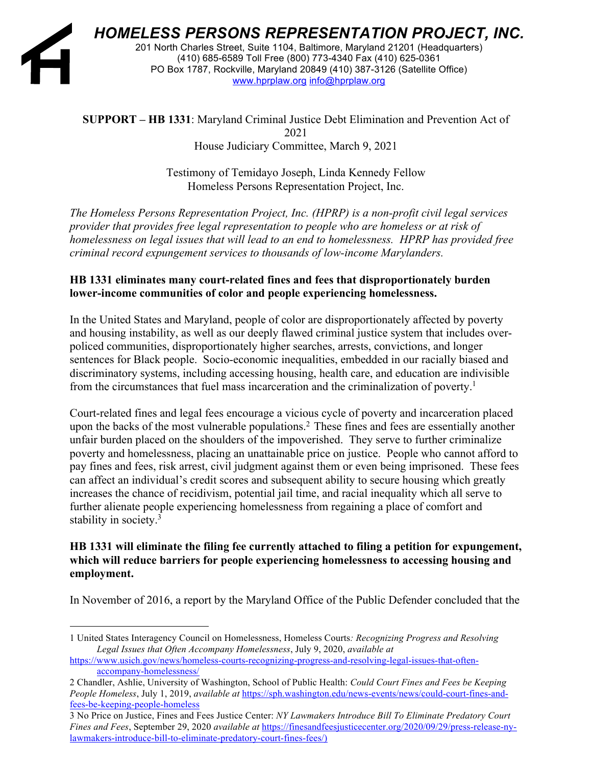# HOMELESS PERSONS REPRESENTATION PROJECT, INC.

201 North Charles Street, Suite 1104, Baltimore, Maryland 21201 (Headquarters)
(410) 685-6589 Toll Free (800) 773-4340 Fax (410) 625-0361
PO Box 1787, Rockville, Maryland 20849 (410) 387-3126 (Satellite Office)
www.hprplaw.org info@hprplaw.org

**SUPPORT – HB 1331**: Maryland Criminal Justice Debt Elimination and Prevention Act of 2021
House Judiciary Committee, March 9, 2021

Testimony of Temidayo Joseph, Linda Kennedy Fellow
Homeless Persons Representation Project, Inc.

*The Homeless Persons Representation Project, Inc. (HPRP) is a non-profit civil legal services provider that provides free legal representation to people who are homeless or at risk of homelessness on legal issues that will lead to an end to homelessness. HPRP has provided free criminal record expungement services to thousands of low-income Marylanders.*

**HB 1331 eliminates many court-related fines and fees that disproportionately burden lower-income communities of color and people experiencing homelessness.**

In the United States and Maryland, people of color are disproportionately affected by poverty and housing instability, as well as our deeply flawed criminal justice system that includes over-policed communities, disproportionately higher searches, arrests, convictions, and longer sentences for Black people. Socio-economic inequalities, embedded in our racially biased and discriminatory systems, including accessing housing, health care, and education are indivisible from the circumstances that fuel mass incarceration and the criminalization of poverty.[1]

Court-related fines and legal fees encourage a vicious cycle of poverty and incarceration placed upon the backs of the most vulnerable populations.[2] These fines and fees are essentially another unfair burden placed on the shoulders of the impoverished. They serve to further criminalize poverty and homelessness, placing an unattainable price on justice. People who cannot afford to pay fines and fees, risk arrest, civil judgment against them or even being imprisoned. These fees can affect an individual's credit scores and subsequent ability to secure housing which greatly increases the chance of recidivism, potential jail time, and racial inequality which all serve to further alienate people experiencing homelessness from regaining a place of comfort and stability in society.[3]

**HB 1331 will eliminate the filing fee currently attached to filing a petition for expungement, which will reduce barriers for people experiencing homelessness to accessing housing and employment.**

In November of 2016, a report by the Maryland Office of the Public Defender concluded that the

---

1 United States Interagency Council on Homelessness, Homeless Courts*: Recognizing Progress and Resolving Legal Issues that Often Accompany Homelessness*, July 9, 2020, *available at* https://www.usich.gov/news/homeless-courts-recognizing-progress-and-resolving-legal-issues-that-often-accompany-homelessness/

2 Chandler, Ashlie, University of Washington, School of Public Health: *Could Court Fines and Fees be Keeping People Homeless*, July 1, 2019, *available at* https://sph.washington.edu/news-events/news/could-court-fines-and-fees-be-keeping-people-homeless

3 No Price on Justice, Fines and Fees Justice Center: *NY Lawmakers Introduce Bill To Eliminate Predatory Court Fines and Fees*, September 29, 2020 *available at* https://finesandfeesjusticecenter.org/2020/09/29/press-release-ny-lawmakers-introduce-bill-to-eliminate-predatory-court-fines-fees/)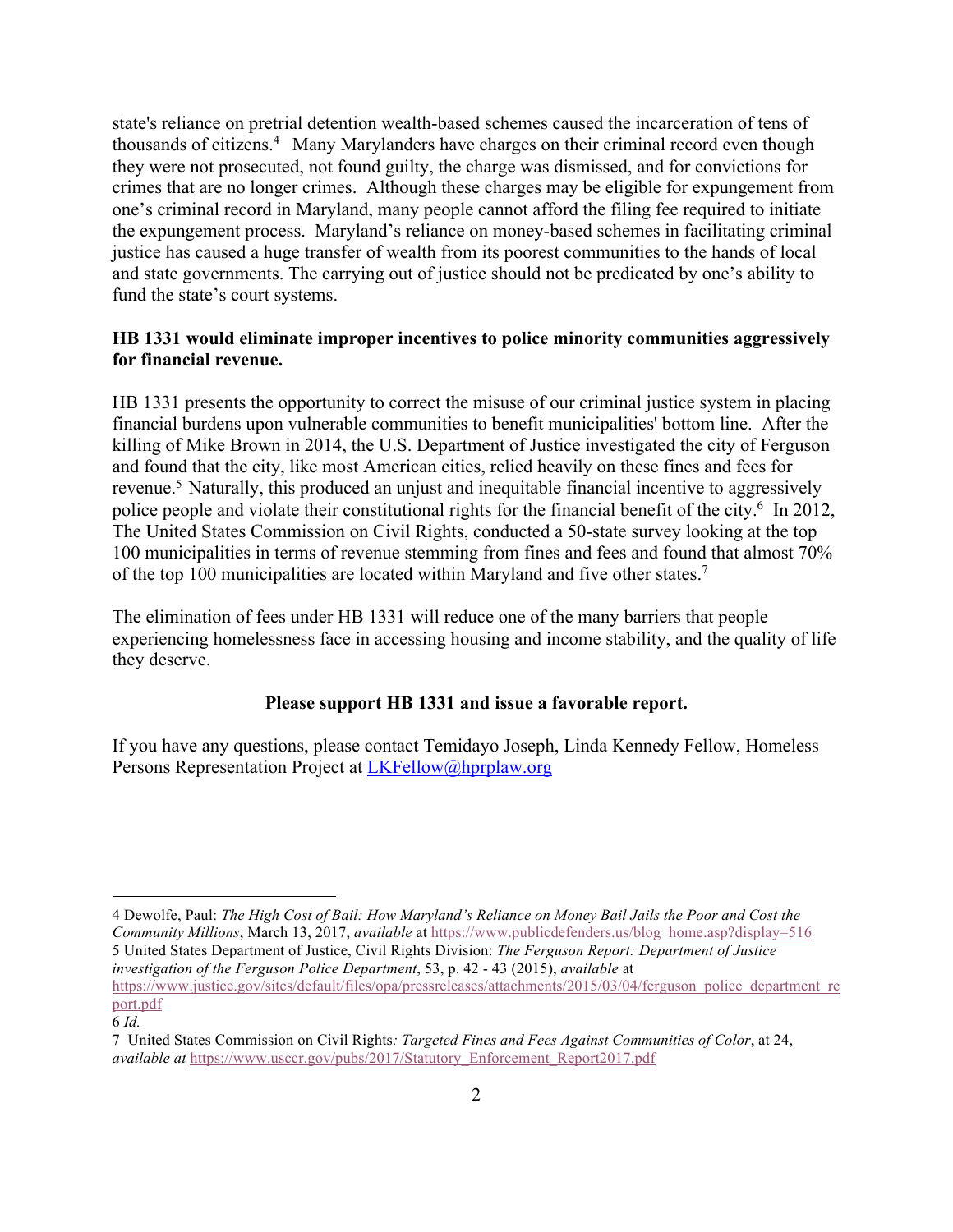state's reliance on pretrial detention wealth-based schemes caused the incarceration of tens of thousands of citizens.[4] Many Marylanders have charges on their criminal record even though they were not prosecuted, not found guilty, the charge was dismissed, and for convictions for crimes that are no longer crimes. Although these charges may be eligible for expungement from one's criminal record in Maryland, many people cannot afford the filing fee required to initiate the expungement process. Maryland's reliance on money-based schemes in facilitating criminal justice has caused a huge transfer of wealth from its poorest communities to the hands of local and state governments. The carrying out of justice should not be predicated by one's ability to fund the state's court systems.

**HB 1331 would eliminate improper incentives to police minority communities aggressively for financial revenue.**

HB 1331 presents the opportunity to correct the misuse of our criminal justice system in placing financial burdens upon vulnerable communities to benefit municipalities' bottom line. After the killing of Mike Brown in 2014, the U.S. Department of Justice investigated the city of Ferguson and found that the city, like most American cities, relied heavily on these fines and fees for revenue.[5] Naturally, this produced an unjust and inequitable financial incentive to aggressively police people and violate their constitutional rights for the financial benefit of the city.[6] In 2012, The United States Commission on Civil Rights, conducted a 50-state survey looking at the top 100 municipalities in terms of revenue stemming from fines and fees and found that almost 70% of the top 100 municipalities are located within Maryland and five other states.[7]

The elimination of fees under HB 1331 will reduce one of the many barriers that people experiencing homelessness face in accessing housing and income stability, and the quality of life they deserve.

**Please support HB 1331 and issue a favorable report.**

If you have any questions, please contact Temidayo Joseph, Linda Kennedy Fellow, Homeless Persons Representation Project at LKFellow@hprplaw.org

---

4 Dewolfe, Paul: *The High Cost of Bail: How Maryland's Reliance on Money Bail Jails the Poor and Cost the Community Millions*, March 13, 2017, *available* at https://www.publicdefenders.us/blog_home.asp?display=516

5 United States Department of Justice, Civil Rights Division: *The Ferguson Report: Department of Justice investigation of the Ferguson Police Department*, 53, p. 42 - 43 (2015), *available* at https://www.justice.gov/sites/default/files/opa/pressreleases/attachments/2015/03/04/ferguson_police_department_report.pdf

6 *Id.*

7 United States Commission on Civil Rights*: Targeted Fines and Fees Against Communities of Color*, at 24, *available at* https://www.usccr.gov/pubs/2017/Statutory_Enforcement_Report2017.pdf